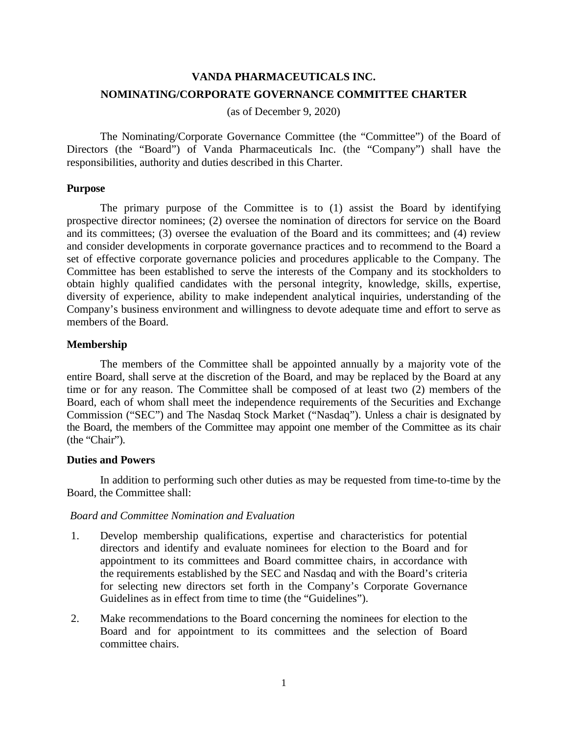# VANDA PHARMACEUTICALS INC.

## NOMINATING/CORPORATE GOVERNANCE COMMITTEE CHARTER

(as of December 9, 2020)

The Nominating/Corporate Governance Committee (the "Committee") of the Board of Directors (the "Board") of Vanda Pharmaceuticals Inc. (the "Company") shall have the responsibilities, authority and duties described in this Charter.

### Purpose

The primary purpose of the Committee is to (1) assist the Board by identifying prospective director nominees; (2) oversee the nomination of directors for service on the Board and its committees; (3) oversee the evaluation of the Board and its committees; and (4) review and consider developments in corporate governance practices and to recommend to the Board a set of effective corporate governance policies and procedures applicable to the Company. The Committee has been established to serve the interests of the Company and its stockholders to obtain highly qualified candidates with the personal integrity, knowledge, skills, expertise, diversity of experience, ability to make independent analytical inquiries, understanding of the Company's business environment and willingness to devote adequate time and effort to serve as members of the Board.

### Membership

The members of the Committee shall be appointed annually by a majority vote of the entire Board, shall serve at the discretion of the Board, and may be replaced by the Board at any time or for any reason. The Committee shall be composed of at least two (2) members of the Board, each of whom shall meet the independence requirements of the Securities and Exchange Commission ("SEC") and The Nasdaq Stock Market ("Nasdaq"). Unless a chair is designated by the Board, the members of the Committee may appoint one member of the Committee as its chair (the "Chair").

### Duties and Powers

In addition to performing such other duties as may be requested from time-to-time by the Board, the Committee shall:

*Board and Committee Nomination and Evaluation*

1. Develop membership qualifications, expertise and characteristics for potential directors and identify and evaluate nominees for election to the Board and for appointment to its committees and Board committee chairs, in accordance with the requirements established by the SEC and Nasdaq and with the Board's criteria for selecting new directors set forth in the Company's Corporate Governance Guidelines as in effect from time to time (the "Guidelines").

2. Make recommendations to the Board concerning the nominees for election to the Board and for appointment to its committees and the selection of Board committee chairs.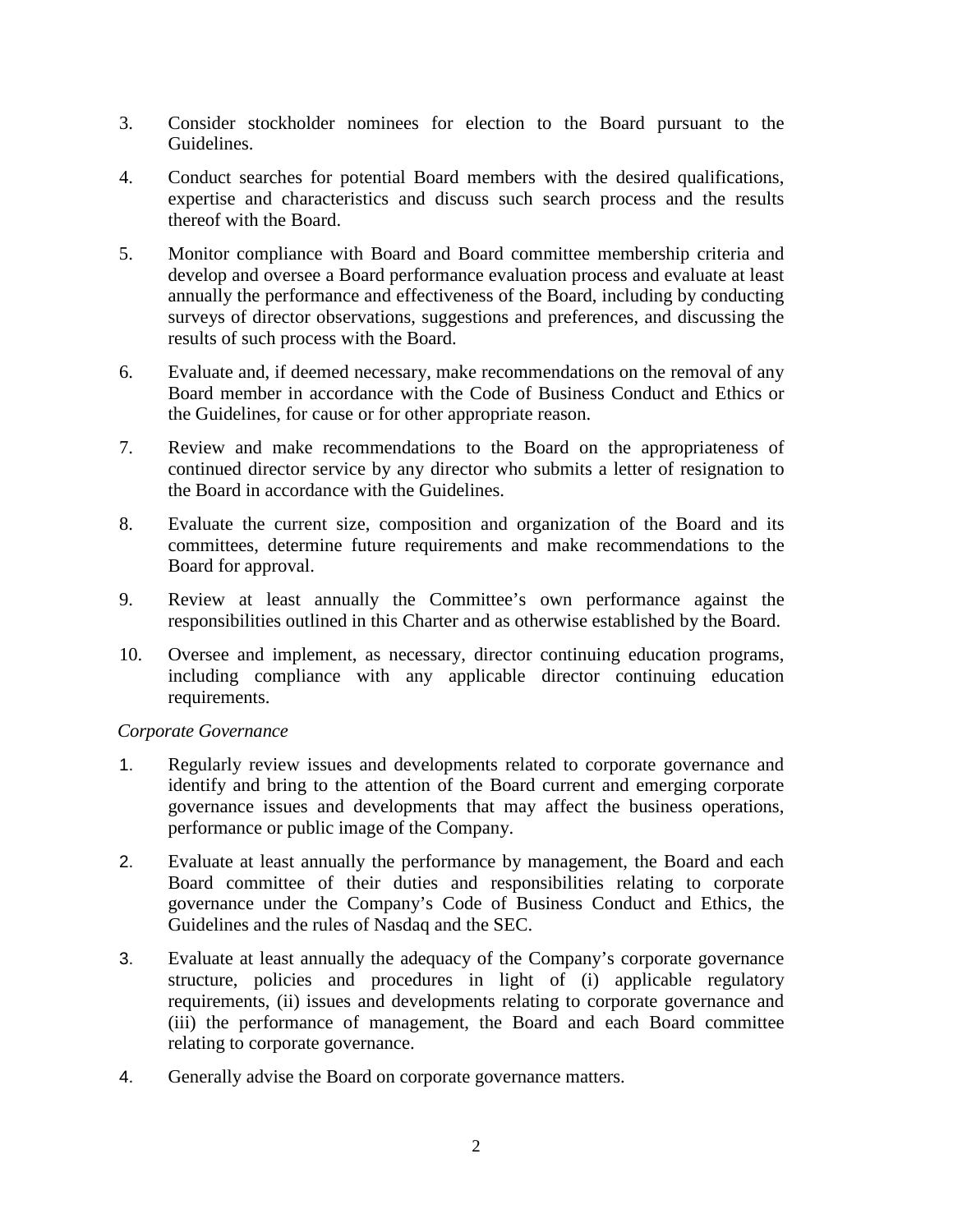3. Consider stockholder nominees for election to the Board pursuant to the Guidelines.

4. Conduct searches for potential Board members with the desired qualifications, expertise and characteristics and discuss such search process and the results thereof with the Board.

5. Monitor compliance with Board and Board committee membership criteria and develop and oversee a Board performance evaluation process and evaluate at least annually the performance and effectiveness of the Board, including by conducting surveys of director observations, suggestions and preferences, and discussing the results of such process with the Board.

6. Evaluate and, if deemed necessary, make recommendations on the removal of any Board member in accordance with the Code of Business Conduct and Ethics or the Guidelines, for cause or for other appropriate reason.

7. Review and make recommendations to the Board on the appropriateness of continued director service by any director who submits a letter of resignation to the Board in accordance with the Guidelines.

8. Evaluate the current size, composition and organization of the Board and its committees, determine future requirements and make recommendations to the Board for approval.

9. Review at least annually the Committee's own performance against the responsibilities outlined in this Charter and as otherwise established by the Board.

10. Oversee and implement, as necessary, director continuing education programs, including compliance with any applicable director continuing education requirements.

*Corporate Governance*

1. Regularly review issues and developments related to corporate governance and identify and bring to the attention of the Board current and emerging corporate governance issues and developments that may affect the business operations, performance or public image of the Company.

2. Evaluate at least annually the performance by management, the Board and each Board committee of their duties and responsibilities relating to corporate governance under the Company's Code of Business Conduct and Ethics, the Guidelines and the rules of Nasdaq and the SEC.

3. Evaluate at least annually the adequacy of the Company's corporate governance structure, policies and procedures in light of (i) applicable regulatory requirements, (ii) issues and developments relating to corporate governance and (iii) the performance of management, the Board and each Board committee relating to corporate governance.

4. Generally advise the Board on corporate governance matters.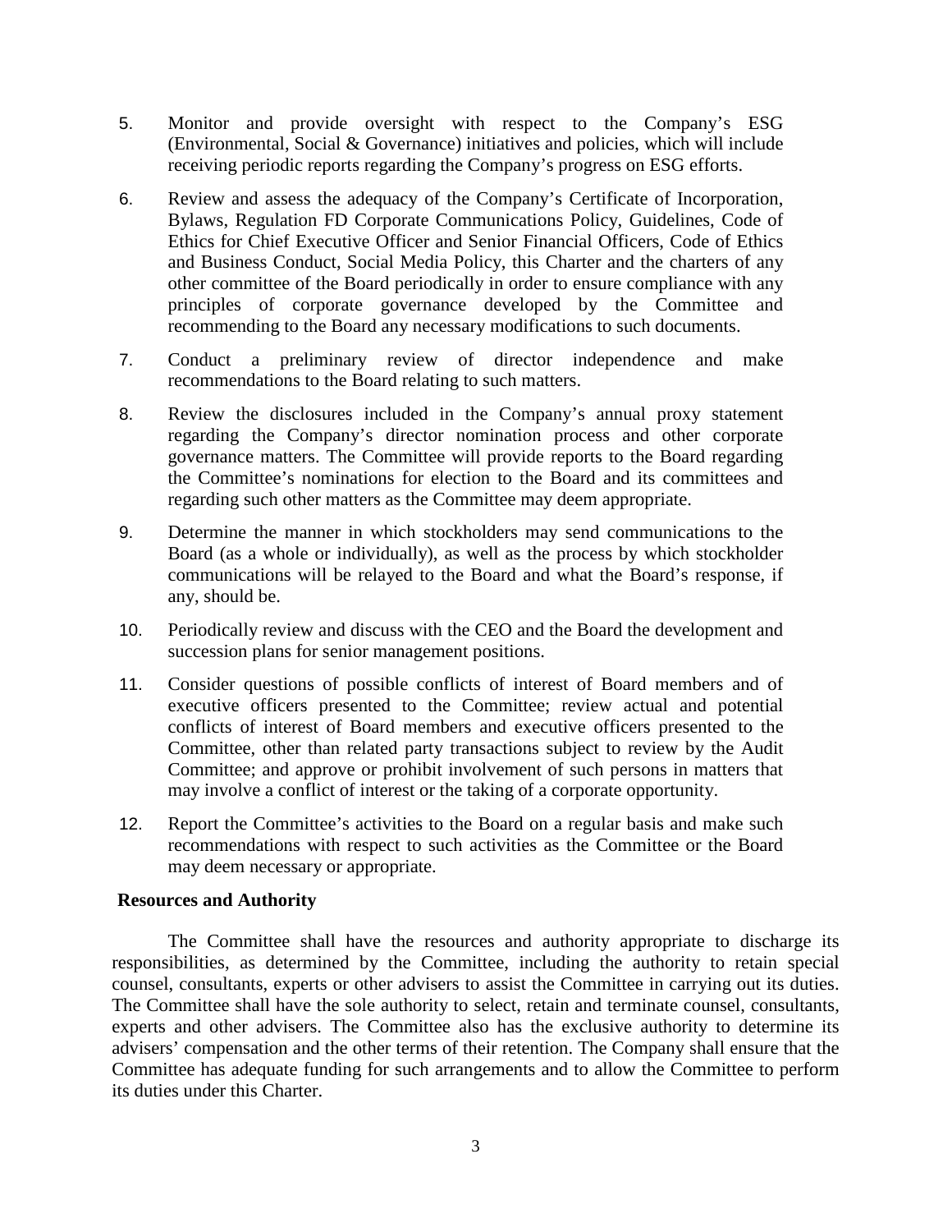5. Monitor and provide oversight with respect to the Company's ESG (Environmental, Social & Governance) initiatives and policies, which will include receiving periodic reports regarding the Company's progress on ESG efforts.

6. Review and assess the adequacy of the Company's Certificate of Incorporation, Bylaws, Regulation FD Corporate Communications Policy, Guidelines, Code of Ethics for Chief Executive Officer and Senior Financial Officers, Code of Ethics and Business Conduct, Social Media Policy, this Charter and the charters of any other committee of the Board periodically in order to ensure compliance with any principles of corporate governance developed by the Committee and recommending to the Board any necessary modifications to such documents.

7. Conduct a preliminary review of director independence and make recommendations to the Board relating to such matters.

8. Review the disclosures included in the Company's annual proxy statement regarding the Company's director nomination process and other corporate governance matters. The Committee will provide reports to the Board regarding the Committee's nominations for election to the Board and its committees and regarding such other matters as the Committee may deem appropriate.

9. Determine the manner in which stockholders may send communications to the Board (as a whole or individually), as well as the process by which stockholder communications will be relayed to the Board and what the Board's response, if any, should be.

10. Periodically review and discuss with the CEO and the Board the development and succession plans for senior management positions.

11. Consider questions of possible conflicts of interest of Board members and of executive officers presented to the Committee; review actual and potential conflicts of interest of Board members and executive officers presented to the Committee, other than related party transactions subject to review by the Audit Committee; and approve or prohibit involvement of such persons in matters that may involve a conflict of interest or the taking of a corporate opportunity.

12. Report the Committee's activities to the Board on a regular basis and make such recommendations with respect to such activities as the Committee or the Board may deem necessary or appropriate.

**Resources and Authority**

The Committee shall have the resources and authority appropriate to discharge its responsibilities, as determined by the Committee, including the authority to retain special counsel, consultants, experts or other advisers to assist the Committee in carrying out its duties. The Committee shall have the sole authority to select, retain and terminate counsel, consultants, experts and other advisers. The Committee also has the exclusive authority to determine its advisers' compensation and the other terms of their retention. The Company shall ensure that the Committee has adequate funding for such arrangements and to allow the Committee to perform its duties under this Charter.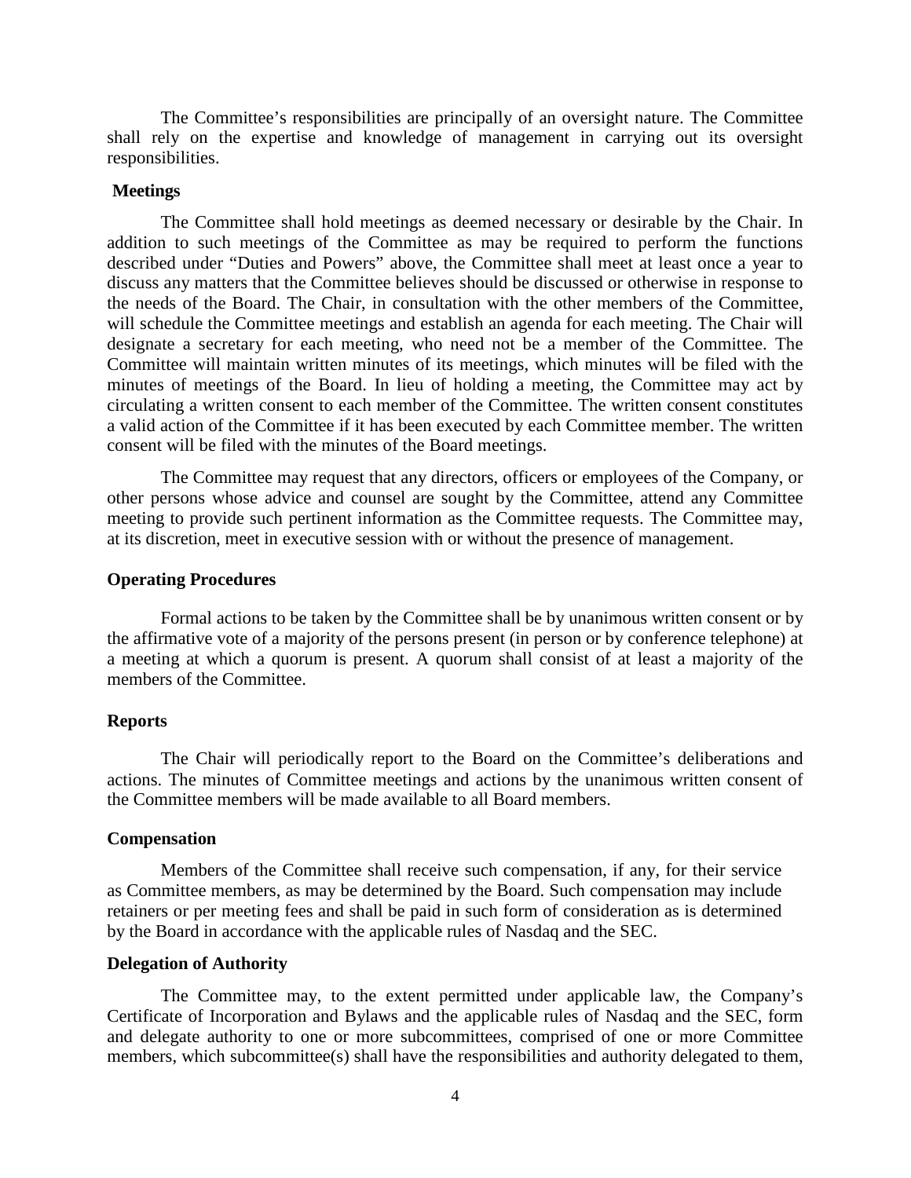The Committee's responsibilities are principally of an oversight nature. The Committee shall rely on the expertise and knowledge of management in carrying out its oversight responsibilities.

**Meetings**

The Committee shall hold meetings as deemed necessary or desirable by the Chair. In addition to such meetings of the Committee as may be required to perform the functions described under "Duties and Powers" above, the Committee shall meet at least once a year to discuss any matters that the Committee believes should be discussed or otherwise in response to the needs of the Board. The Chair, in consultation with the other members of the Committee, will schedule the Committee meetings and establish an agenda for each meeting. The Chair will designate a secretary for each meeting, who need not be a member of the Committee. The Committee will maintain written minutes of its meetings, which minutes will be filed with the minutes of meetings of the Board. In lieu of holding a meeting, the Committee may act by circulating a written consent to each member of the Committee. The written consent constitutes a valid action of the Committee if it has been executed by each Committee member. The written consent will be filed with the minutes of the Board meetings.

The Committee may request that any directors, officers or employees of the Company, or other persons whose advice and counsel are sought by the Committee, attend any Committee meeting to provide such pertinent information as the Committee requests. The Committee may, at its discretion, meet in executive session with or without the presence of management.

**Operating Procedures**

Formal actions to be taken by the Committee shall be by unanimous written consent or by the affirmative vote of a majority of the persons present (in person or by conference telephone) at a meeting at which a quorum is present. A quorum shall consist of at least a majority of the members of the Committee.

**Reports**

The Chair will periodically report to the Board on the Committee's deliberations and actions. The minutes of Committee meetings and actions by the unanimous written consent of the Committee members will be made available to all Board members.

**Compensation**

Members of the Committee shall receive such compensation, if any, for their service as Committee members, as may be determined by the Board. Such compensation may include retainers or per meeting fees and shall be paid in such form of consideration as is determined by the Board in accordance with the applicable rules of Nasdaq and the SEC.

**Delegation of Authority**

The Committee may, to the extent permitted under applicable law, the Company's Certificate of Incorporation and Bylaws and the applicable rules of Nasdaq and the SEC, form and delegate authority to one or more subcommittees, comprised of one or more Committee members, which subcommittee(s) shall have the responsibilities and authority delegated to them,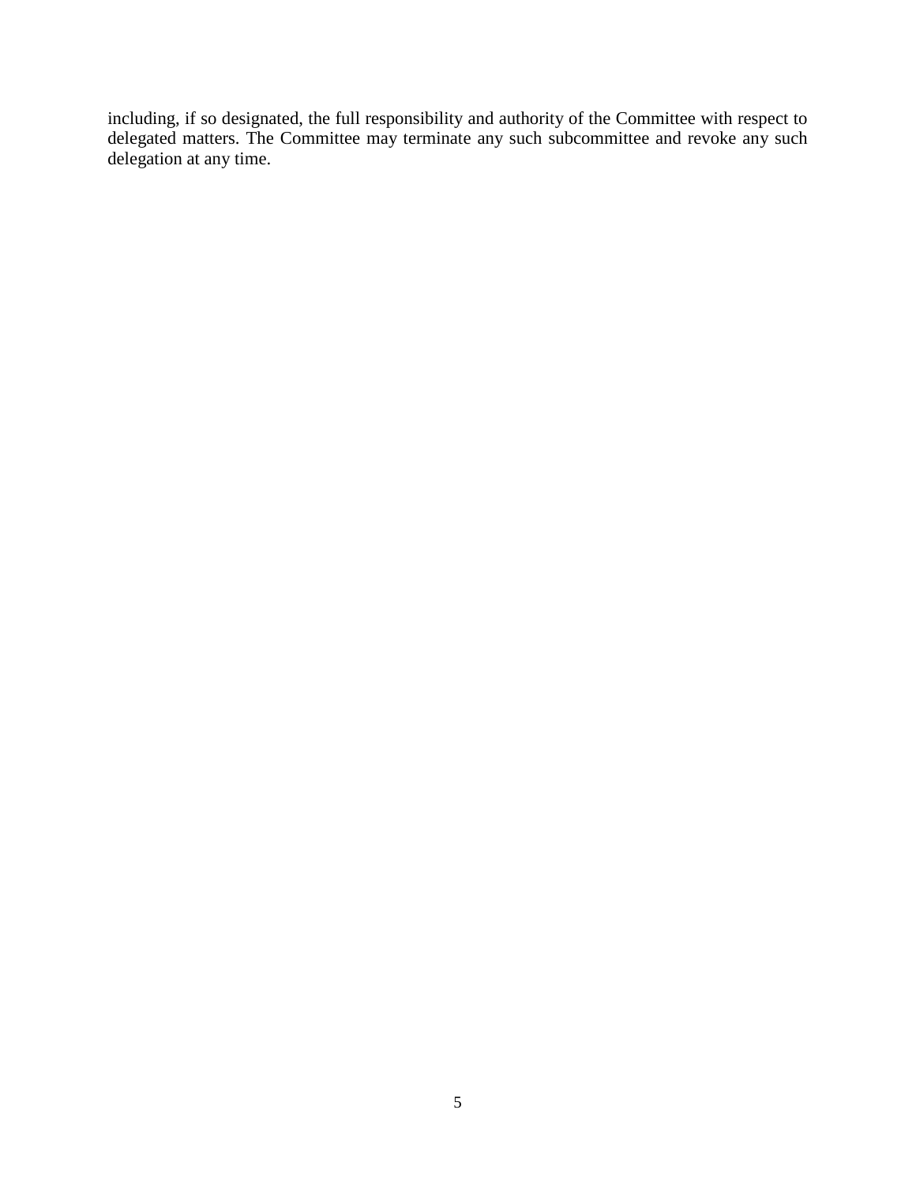including, if so designated, the full responsibility and authority of the Committee with respect to delegated matters. The Committee may terminate any such subcommittee and revoke any such delegation at any time.